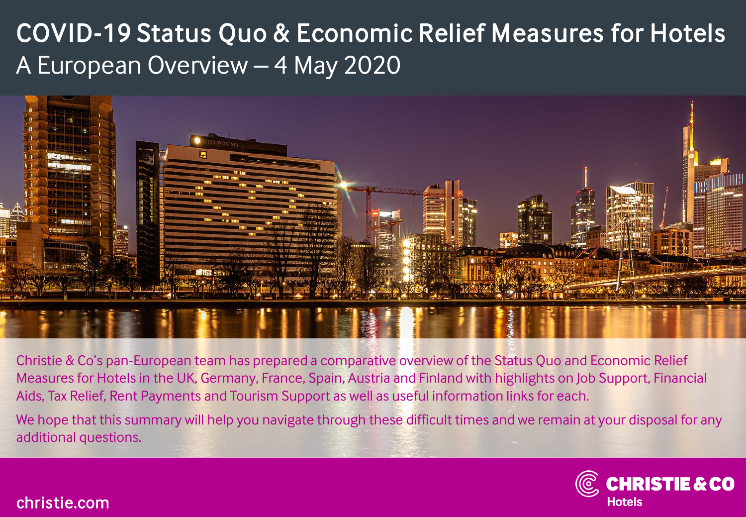# COVID-19 Status Quo & Economic Relief Measures for Hotels

## A European Overview – 4 May 2020

Christie & Co's pan-European team has prepared a comparative overview of the Status Quo and Economic Relief Measures for Hotels in the UK, Germany, France, Spain, Austria and Finland with highlights on Job Support, Financial Aids, Tax Relief, Rent Payments and Tourism Support as well as useful information links for each.

We hope that this summary will help you navigate through these difficult times and we remain at your disposal for any additional questions.

christie.com

CHRISTIE & CO
Hotels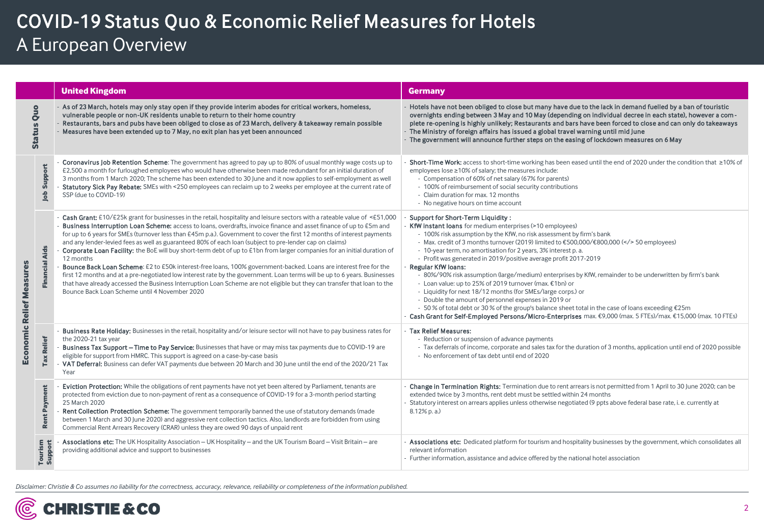# COVID-19 Status Quo & Economic Relief Measures for Hotels

## A European Overview

| | | United Kingdom | Germany |
|---|---|---|---|
| **Status Quo** | | - **As of 23 March, hotels may only stay open if they provide interim abodes for critical workers, homeless, vulnerable people or non-UK residents unable to return to their home country**<br>- **Restaurants, bars and pubs have been obliged to close as of 23 March, delivery & takeaway remain possible**<br>- **Measures have been extended up to 7 May, no exit plan has yet been announced** | - **Hotels have not been obliged to close but many have due to the lack in demand fuelled by a ban of touristic overnights ending between 3 May and 10 May (depending on individual decree in each state), however a complete re-opening is highly unlikely; Restaurants and bars have been forced to close and can only do takeaways**<br>- **The Ministry of foreign affairs has issued a global travel warning until mid June**<br>- **The government will announce further steps on the easing of lockdown measures on 6 May** |
| **Economic Relief Measures** | **Job Support** | - **Coronavirus Job Retention Scheme**: The government has agreed to pay up to 80% of usual monthly wage costs up to £2,500 a month for furloughed employees who would have otherwise been made redundant for an initial duration of 3 months from 1 March 2020; The scheme has been extended to 30 June and it now applies to self-employment as well<br>- **Statutory Sick Pay Rebate:** SMEs with <250 employees can reclaim up to 2 weeks per employee at the current rate of SSP (due to COVID-19) | - **Short-Time Work:** access to short-time working has been eased until the end of 2020 under the condition that ≥10% of employees lose ≥10% of salary; the measures include:<br>  - Compensation of 60% of net salary (67% for parents)<br>  - 100% of reimbursement of social security contributions<br>  - Claim duration for max. 12 months<br>  - No negative hours on time account |
| | **Financial Aids** | - **Cash Grant:** £10/£25k grant for businesses in the retail, hospitality and leisure sectors with a rateable value of <£51,000<br>- **Business Interruption Loan Scheme:** access to loans, overdrafts, invoice finance and asset finance of up to £5m and for up to 6 years for SMEs (turnover less than £45m p.a.). Government to cover the first 12 months of interest payments and any lender-levied fees as well as guaranteed 80% of each loan (subject to pre-lender cap on claims)<br>- **Corporate Loan Facility:** the BoE will buy short-term debt of up to £1bn from larger companies for an initial duration of 12 months<br>- **Bounce Back Loan Scheme**: £2 to £50k interest-free loans, 100% government-backed. Loans are interest free for the first 12 months and at a pre-negotiated low interest rate by the government. Loan terms will be up to 6 years. Businesses that have already accessed the Business Interruption Loan Scheme are not eligible but they can transfer that loan to the Bounce Back Loan Scheme until 4 November 2020 | - **Support for Short-Term Liquidity :**<br>- **KfW instant loans** for medium enterprises (>10 employees)<br>  - 100% risk assumption by the KfW, no risk assessment by firm's bank<br>  - Max. credit of 3 months turnover (2019) limited to €500,000/€800,000 (</> 50 employees)<br>  - 10-year term, no amortisation for 2 years, 3% interest p. a.<br>  - Profit was generated in 2019/positive average profit 2017-2019<br>- **Regular KfW loans:**<br>  - 80%/90% risk assumption (large/medium) enterprises by KfW, remainder to be underwritten by firm's bank<br>  - Loan value: up to 25% of 2019 turnover (max. €1bn) or<br>  - Liquidity for next 18/12 months (for SMEs/large corps.) or<br>  - Double the amount of personnel expenses in 2019 or<br>  - 50 % of total debt or 30 % of the group's balance sheet total in the case of loans exceeding €25m<br>- **Cash Grant for Self-Employed Persons/Micro-Enterprises** max. €9,000 (max. 5 FTEs)/max. €15,000 (max. 10 FTEs) |
| | **Tax Relief** | - **Business Rate Holiday:** Businesses in the retail, hospitality and/or leisure sector will not have to pay business rates for the 2020-21 tax year<br>- **Business Tax Support – Time to Pay Service:** Businesses that have or may miss tax payments due to COVID-19 are eligible for support from HMRC. This support is agreed on a case-by-case basis<br>- **VAT Deferral:** Business can defer VAT payments due between 20 March and 30 June until the end of the 2020/21 Tax Year | - **Tax Relief Measures:**<br>  - Reduction or suspension of advance payments<br>  - Tax deferrals of income, corporate and sales tax for the duration of 3 months, application until end of 2020 possible<br>  - No enforcement of tax debt until end of 2020 |
| | **Rent Payment** | - **Eviction Protection:** While the obligations of rent payments have not yet been altered by Parliament, tenants are protected from eviction due to non-payment of rent as a consequence of COVID-19 for a 3-month period starting 25 March 2020<br>- **Rent Collection Protection Scheme:** The government temporarily banned the use of statutory demands (made between 1 March and 30 June 2020) and aggressive rent collection tactics. Also, landlords are forbidden from using Commercial Rent Arrears Recovery (CRAR) unless they are owed 90 days of unpaid rent | - **Change in Termination Rights:** Termination due to rent arrears is not permitted from 1 April to 30 June 2020; can be extended twice by 3 months, rent debt must be settled within 24 months<br>- Statutory interest on arrears applies unless otherwise negotiated (9 ppts above federal base rate, i. e. currently at 8.12% p. a.) |
| | **Tourism Support** | - **Associations etc:** The UK Hospitality Association – UK Hospitality – and the UK Tourism Board – Visit Britain – are providing additional advice and support to businesses | - **Associations etc:** Dedicated platform for tourism and hospitality businesses by the government, which consolidates all relevant information<br>- Further information, assistance and advice offered by the national hotel association |

*Disclaimer: Christie & Co assumes no liability for the correctness, accuracy, relevance, reliability or completeness of the information published.*

CHRISTIE & CO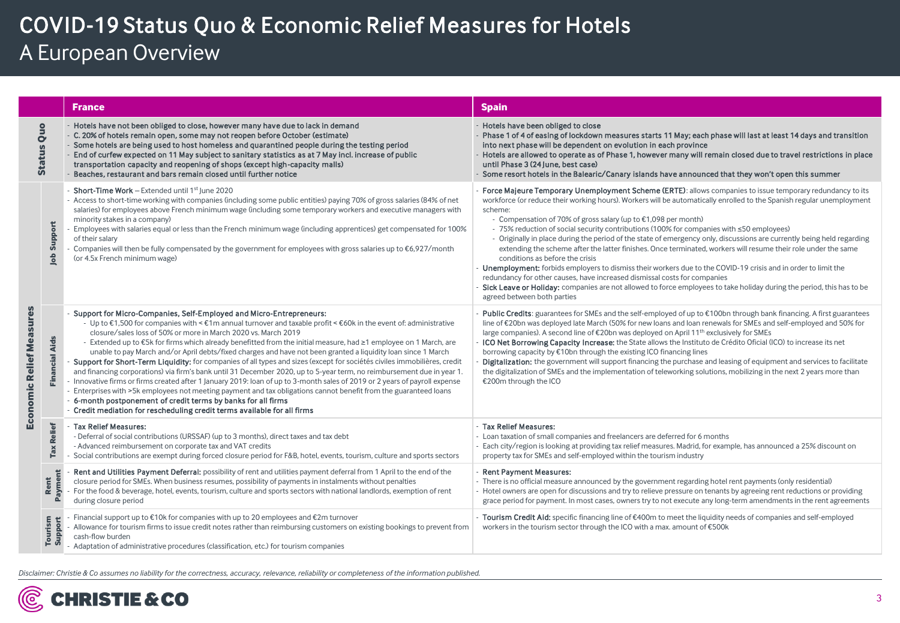# COVID-19 Status Quo & Economic Relief Measures for Hotels

## A European Overview

| | | France | Spain |
|---|---|---|---|
| **Status Quo** | | - **Hotels have not been obliged to close, however many have due to lack in demand**<br>- **C. 20% of hotels remain open, some may not reopen before October (estimate)**<br>- **Some hotels are being used to host homeless and quarantined people during the testing period**<br>- **End of curfew expected on 11 May subject to sanitary statistics as at 7 May incl. increase of public transportation capacity and reopening of shops (except high-capacity malls)**<br>- **Beaches, restaurant and bars remain closed until further notice** | - **Hotels have been obliged to close**<br>- **Phase 1 of 4 of easing of lockdown measures starts 11 May; each phase will last at least 14 days and transition into next phase will be dependent on evolution in each province**<br>- **Hotels are allowed to operate as of Phase 1, however many will remain closed due to travel restrictions in place until Phase 3 (24 June, best case)**<br>- **Some resort hotels in the Balearic/Canary islands have announced that they won't open this summer** |
| **Economic Relief Measures** | **Job Support** | - **Short-Time Work** – Extended until 1st June 2020<br>- Access to short-time working with companies (including some public entities) paying 70% of gross salaries (84% of net salaries) for employees above French minimum wage (including some temporary workers and executive managers with minority stakes in a company)<br>- Employees with salaries equal or less than the French minimum wage (including apprentices) get compensated for 100% of their salary<br>- Companies will then be fully compensated by the government for employees with gross salaries up to €6,927/month (or 4.5x French minimum wage) | - **Force Majeure Temporary Unemployment Scheme (ERTE)**: allows companies to issue temporary redundancy to its workforce (or reduce their working hours). Workers will be automatically enrolled to the Spanish regular unemployment scheme:<br>  - Compensation of 70% of gross salary (up to €1,098 per month)<br>  - 75% reduction of social security contributions (100% for companies with ≤50 employees)<br>  - Originally in place during the period of the state of emergency only, discussions are currently being held regarding extending the scheme after the latter finishes. Once terminated, workers will resume their role under the same conditions as before the crisis<br>- **Unemployment:** forbids employers to dismiss their workers due to the COVID-19 crisis and in order to limit the redundancy for other causes, have increased dismissal costs for companies<br>- **Sick Leave or Holiday:** companies are not allowed to force employees to take holiday during the period, this has to be agreed between both parties |
| | **Financial Aids** | - **Support for Micro-Companies, Self-Employed and Micro-Entrepreneurs:**<br>  - Up to €1,500 for companies with < €1m annual turnover and taxable profit < €60k in the event of: administrative closure/sales loss of 50% or more in March 2020 vs. March 2019<br>  - Extended up to €5k for firms which already benefitted from the initial measure, had ≥1 employee on 1 March, are unable to pay March and/or April debts/fixed charges and have not been granted a liquidity loan since 1 March<br>- **Support for Short-Term Liquidity:** for companies of all types and sizes (except for sociétés civiles immobilières, credit and financing corporations) via firm's bank until 31 December 2020, up to 5-year term, no reimbursement due in year 1.<br>- Innovative firms or firms created after 1 January 2019: loan of up to 3-month sales of 2019 or 2 years of payroll expense<br>- Enterprises with >5k employees not meeting payment and tax obligations cannot benefit from the guaranteed loans<br>- **6-month postponement of credit terms by banks for all firms**<br>- **Credit mediation for rescheduling credit terms available for all firms** | - **Public Credits**: guarantees for SMEs and the self-employed of up to €100bn through bank financing. A first guarantees line of €20bn was deployed late March (50% for new loans and loan renewals for SMEs and self-employed and 50% for large companies). A second line of €20bn was deployed on April 11th exclusively for SMEs<br>- **ICO Net Borrowing Capacity Increase:** the State allows the Instituto de Crédito Oficial (ICO) to increase its net borrowing capacity by €10bn through the existing ICO financing lines<br>- **Digitalization:** the government will support financing the purchase and leasing of equipment and services to facilitate the digitalization of SMEs and the implementation of teleworking solutions, mobilizing in the next 2 years more than €200m through the ICO |
| | **Tax Relief** | - **Tax Relief Measures:**<br>  - Deferral of social contributions (URSSAF) (up to 3 months), direct taxes and tax debt<br>  - Advanced reimbursement on corporate tax and VAT credits<br>- Social contributions are exempt during forced closure period for F&B, hotel, events, tourism, culture and sports sectors | - **Tax Relief Measures:**<br>- Loan taxation of small companies and freelancers are deferred for 6 months<br>- Each city/region is looking at providing tax relief measures. Madrid, for example, has announced a 25% discount on property tax for SMEs and self-employed within the tourism industry |
| | **Rent Payment** | - **Rent and Utilities Payment Deferral:** possibility of rent and utilities payment deferral from 1 April to the end of the closure period for SMEs. When business resumes, possibility of payments in instalments without penalties<br>- For the food & beverage, hotel, events, tourism, culture and sports sectors with national landlords, exemption of rent during closure period | - **Rent Payment Measures:**<br>- There is no official measure announced by the government regarding hotel rent payments (only residential)<br>- Hotel owners are open for discussions and try to relieve pressure on tenants by agreeing rent reductions or providing grace period for payment. In most cases, owners try to not execute any long-term amendments in the rent agreements |
| | **Tourism Support** | - Financial support up to €10k for companies with up to 20 employees and €2m turnover<br>- Allowance for tourism firms to issue credit notes rather than reimbursing customers on existing bookings to prevent from cash-flow burden<br>- Adaptation of administrative procedures (classification, etc.) for tourism companies | - **Tourism Credit Aid:** specific financing line of €400m to meet the liquidity needs of companies and self-employed workers in the tourism sector through the ICO with a max. amount of €500k |

*Disclaimer: Christie & Co assumes no liability for the correctness, accuracy, relevance, reliability or completeness of the information published.*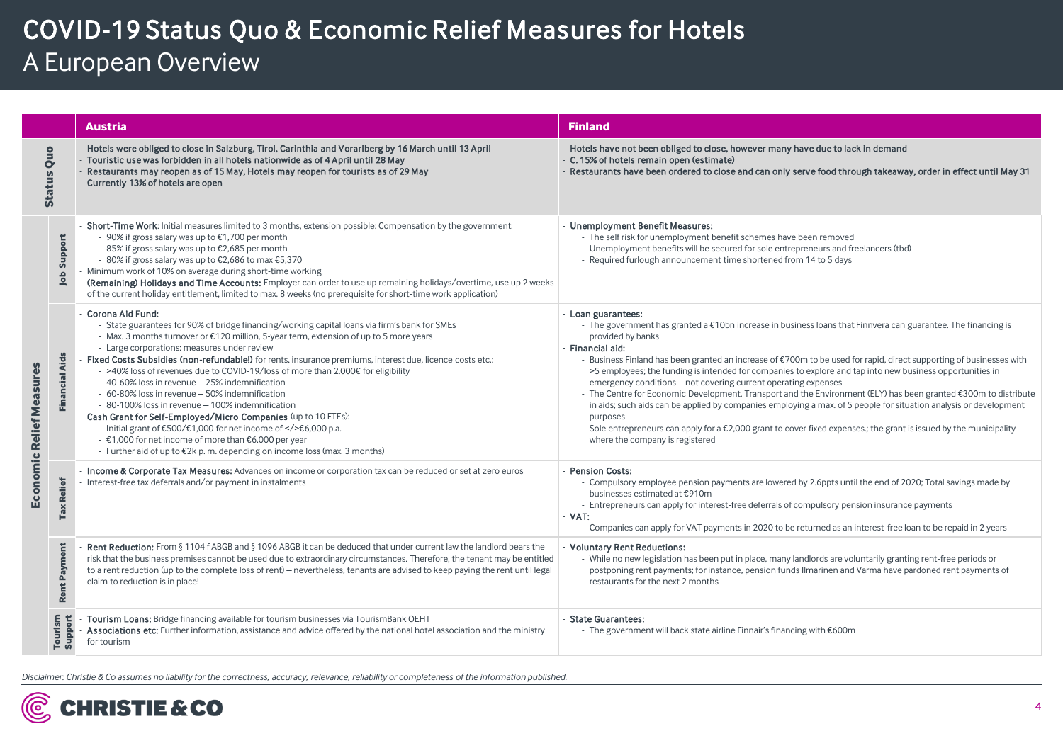# COVID-19 Status Quo & Economic Relief Measures for Hotels

## A European Overview

| | | Austria | Finland |
|---|---|---|---|
| **Status Quo** | | - **Hotels were obliged to close in Salzburg, Tirol, Carinthia and Vorarlberg by 16 March until 13 April**<br>- **Touristic use was forbidden in all hotels nationwide as of 4 April until 28 May**<br>- **Restaurants may reopen as of 15 May, Hotels may reopen for tourists as of 29 May**<br>- **Currently 13% of hotels are open** | - **Hotels have not been obliged to close, however many have due to lack in demand**<br>- **C. 15% of hotels remain open (estimate)**<br>- **Restaurants have been ordered to close and can only serve food through takeaway, order in effect until May 31** |
| **Economic Relief Measures** | **Job Support** | - **Short-Time Work**: Initial measures limited to 3 months, extension possible: Compensation by the government:<br>&nbsp;&nbsp;- 90% if gross salary was up to €1,700 per month<br>&nbsp;&nbsp;- 85% if gross salary was up to €2,685 per month<br>&nbsp;&nbsp;- 80% if gross salary was up to €2,686 to max €5,370<br>- Minimum work of 10% on average during short-time working<br>- **(Remaining) Holidays and Time Accounts:** Employer can order to use up remaining holidays/overtime, use up 2 weeks of the current holiday entitlement, limited to max. 8 weeks (no prerequisite for short-time work application) | - **Unemployment Benefit Measures:**<br>&nbsp;&nbsp;- The self risk for unemployment benefit schemes have been removed<br>&nbsp;&nbsp;- Unemployment benefits will be secured for sole entrepreneurs and freelancers (tbd)<br>&nbsp;&nbsp;- Required furlough announcement time shortened from 14 to 5 days |
| | **Financial Aids** | - **Corona Aid Fund:**<br>&nbsp;&nbsp;- State guarantees for 90% of bridge financing/working capital loans via firm's bank for SMEs<br>&nbsp;&nbsp;- Max. 3 months turnover or €120 million, 5-year term, extension of up to 5 more years<br>&nbsp;&nbsp;- Large corporations: measures under review<br>- **Fixed Costs Subsidies (non-refundable!)** for rents, insurance premiums, interest due, licence costs etc.:<br>&nbsp;&nbsp;- >40% loss of revenues due to COVID-19/loss of more than 2.000€ for eligibility<br>&nbsp;&nbsp;- 40-60% loss in revenue – 25% indemnification<br>&nbsp;&nbsp;- 60-80% loss in revenue – 50% indemnification<br>&nbsp;&nbsp;- 80-100% loss in revenue – 100% indemnification<br>- **Cash Grant for Self-Employed/Micro Companies** (up to 10 FTEs):<br>&nbsp;&nbsp;- Initial grant of €500/€1,000 for net income of </>€6,000 p.a.<br>&nbsp;&nbsp;- €1,000 for net income of more than €6,000 per year<br>&nbsp;&nbsp;- Further aid of up to €2k p. m. depending on income loss (max. 3 months) | - **Loan guarantees:**<br>&nbsp;&nbsp;- The government has granted a €10bn increase in business loans that Finnvera can guarantee. The financing is provided by banks<br>- **Financial aid:**<br>&nbsp;&nbsp;- Business Finland has been granted an increase of €700m to be used for rapid, direct supporting of businesses with >5 employees; the funding is intended for companies to explore and tap into new business opportunities in emergency conditions – not covering current operating expenses<br>&nbsp;&nbsp;- The Centre for Economic Development, Transport and the Environment (ELY) has been granted €300m to distribute in aids; such aids can be applied by companies employing a max. of 5 people for situation analysis or development purposes<br>&nbsp;&nbsp;- Sole entrepreneurs can apply for a €2,000 grant to cover fixed expenses.; the grant is issued by the municipality where the company is registered |
| | **Tax Relief** | - **Income & Corporate Tax Measures:** Advances on income or corporation tax can be reduced or set at zero euros<br>- Interest-free tax deferrals and/or payment in instalments | - **Pension Costs:**<br>&nbsp;&nbsp;- Compulsory employee pension payments are lowered by 2.6ppts until the end of 2020; Total savings made by businesses estimated at €910m<br>&nbsp;&nbsp;- Entrepreneurs can apply for interest-free deferrals of compulsory pension insurance payments<br>- **VAT:**<br>&nbsp;&nbsp;- Companies can apply for VAT payments in 2020 to be returned as an interest-free loan to be repaid in 2 years |
| | **Rent Payment** | - **Rent Reduction:** From § 1104 f ABGB and § 1096 ABGB it can be deduced that under current law the landlord bears the risk that the business premises cannot be used due to extraordinary circumstances. Therefore, the tenant may be entitled to a rent reduction (up to the complete loss of rent) – nevertheless, tenants are advised to keep paying the rent until legal claim to reduction is in place! | - **Voluntary Rent Reductions:**<br>&nbsp;&nbsp;- While no new legislation has been put in place, many landlords are voluntarily granting rent-free periods or postponing rent payments; for instance, pension funds Ilmarinen and Varma have pardoned rent payments of restaurants for the next 2 months |
| | **Tourism Support** | - **Tourism Loans:** Bridge financing available for tourism businesses via TourismBank OEHT<br>- **Associations etc:** Further information, assistance and advice offered by the national hotel association and the ministry for tourism | - **State Guarantees:**<br>&nbsp;&nbsp;- The government will back state airline Finnair's financing with €600m |

*Disclaimer: Christie & Co assumes no liability for the correctness, accuracy, relevance, reliability or completeness of the information published.*

CHRISTIE & CO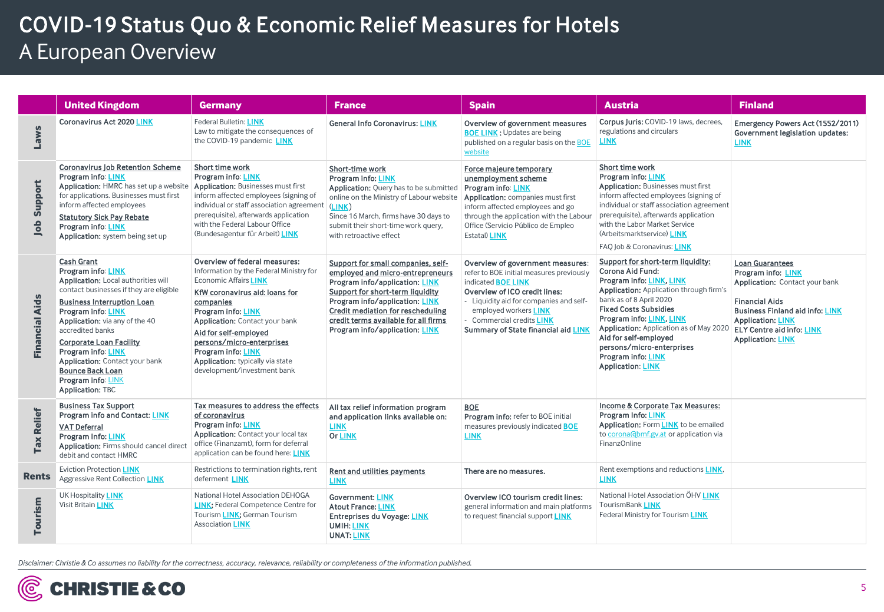# COVID-19 Status Quo & Economic Relief Measures for Hotels
## A European Overview

| | United Kingdom | Germany | France | Spain | Austria | Finland |
|---|---|---|---|---|---|---|
| **Laws** | Coronavirus Act 2020 LINK | Federal Bulletin: LINK<br>Law to mitigate the consequences of the COVID-19 pandemic LINK | General Info Coronavirus: LINK | Overview of government measures<br>BOE LINK : Updates are being published on a regular basis on the BOE website | Corpus Juris: COVID-19 laws, decrees, regulations and circulars LINK | Emergency Powers Act (1552/2011)<br>Government legislation updates: LINK |
| **Job Support** | Coronavirus Job Retention Scheme<br>**Program info**: LINK<br>**Application:** HMRC has set up a website for applications. Businesses must first inform affected employees<br>Statutory Sick Pay Rebate<br>**Program info**: LINK<br>**Application:** system being set up | Short time work<br>**Program info**: LINK<br>**Application:** Businesses must first inform affected employees (signing of individual or staff association agreement prerequisite), afterwards application with the Federal Labour Office (Bundesagentur für Arbeit) LINK | Short-time work<br>**Program info:** LINK<br>**Application:** Query has to be submitted online on the Ministry of Labour website (LINK)<br>Since 16 March, firms have 30 days to submit their short-time work query, with retroactive effect | Force majeure temporary unemployment scheme<br>**Program info**: LINK<br>**Application:** companies must first inform affected employees and go through the application with the Labour Office (Servicio Público de Empleo Estatal) LINK | Short time work<br>**Program info:** LINK<br>**Application:** Businesses must first inform affected employees (signing of individual or staff association agreement prerequisite), afterwards application with the Labor Market Service (Arbeitsmarktservice) LINK<br>FAQ Job & Coronavirus: LINK | |
| **Financial Aids** | Cash Grant<br>**Program info**: LINK<br>**Application:** Local authorities will contact businesses if they are eligible<br>Business Interruption Loan<br>**Program info**: LINK<br>**Application:** via any of the 40 accredited banks<br>Corporate Loan Facility<br>**Program info**: LINK<br>**Application:** Contact your bank<br>Bounce Back Loan<br>**Program info**: LINK<br>**Application:** TBC | **Overview of federal measures:**<br>Information by the Federal Ministry for Economic Affairs LINK<br>KfW coronavirus aid: loans for companies<br>**Program info:** LINK<br>**Application:** Contact your bank<br>Aid for self-employed persons/micro-enterprises<br>**Program info:** LINK<br>**Application:** typically via state development/investment bank | Support for small companies, self-employed and micro-entrepreneurs<br>Program info/application: LINK<br>Support for short-term liquidity<br>Program info/application: LINK<br>Credit mediation for rescheduling credit terms available for all firms<br>Program info/application: LINK | **Overview of government measures**: refer to BOE initial measures previously indicated BOE LINK<br>**Overview of ICO credit lines:**<br>- Liquidity aid for companies and self-employed workers LINK<br>- Commercial credits LINK<br>**Summary of State financial aid** LINK | **Support for short-term liquidity:**<br>**Corona Aid Fund:**<br>**Program info:** LINK, LINK<br>**Application:** Application through firm's bank as of 8 April 2020<br>**Fixed Costs Subsidies**<br>**Program info:** LINK, LINK<br>**Application:** Application as of May 2020<br>**Aid for self-employed persons/micro-enterprises**<br>**Program info:** LINK<br>**Application**: LINK | Loan Guarantees<br>**Program info:** LINK<br>**Application:** Contact your bank<br>**Financial Aids**<br>**Business Finland aid info:** LINK<br>**Application:** LINK<br>**ELY Centre aid info:** LINK<br>**Application:** LINK |
| **Tax Relief** | Business Tax Support<br>**Program info and Contact**: LINK<br>VAT Deferral<br>**Program Info:** LINK<br>**Application:** Firms should cancel direct debit and contact HMRC | Tax measures to address the effects of coronavirus<br>**Program info:** LINK<br>**Application:** Contact your local tax office (Finanzamt), form for deferral application can be found here: LINK | All tax relief information program and application links available on: LINK<br>Or LINK | BOE<br>**Program info:** refer to BOE initial measures previously indicated BOE LINK | Income & Corporate Tax Measures:<br>**Program Info:** LINK<br>**Application:** Form LINK to be emailed to corona@bmf.gv.at or application via FinanzOnline | |
| **Rents** | Eviction Protection LINK<br>Aggressive Rent Collection LINK | Restrictions to termination rights, rent deferment LINK | Rent and utilities payments LINK | There are no measures. | Rent exemptions and reductions LINK, LINK | |
| **Tourism** | UK Hospitality LINK<br>Visit Britain LINK | National Hotel Association DEHOGA LINK; Federal Competence Centre for Tourism LINK; German Tourism Association LINK | **Government:** LINK<br>**Atout France:** LINK<br>**Entreprises du Voyage:** LINK<br>**UMIH:** LINK<br>**UNAT:** LINK | **Overview ICO tourism credit lines:** general information and main platforms to request financial support LINK | National Hotel Association ÖHV LINK<br>TourismBank LINK<br>Federal Ministry for Tourism LINK | |

*Disclaimer: Christie & Co assumes no liability for the correctness, accuracy, relevance, reliability or completeness of the information published.*

CHRISTIE & CO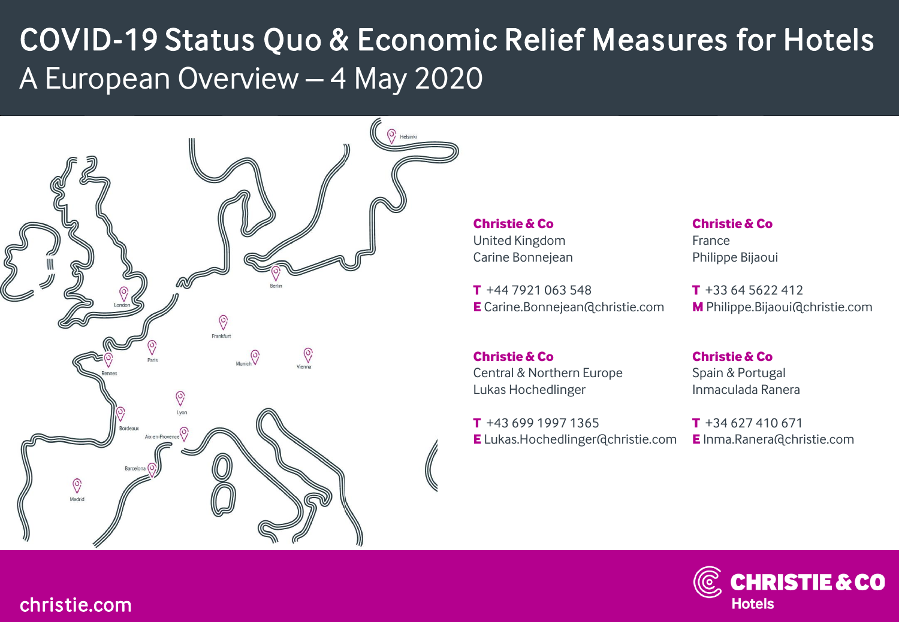# COVID-19 Status Quo & Economic Relief Measures for Hotels

## A European Overview – 4 May 2020

Helsinki

Berlin

London

Frankfurt

Paris

Rennes

Munich

Vienna

Lyon

Bordeaux

Aix-en-Provence

Barcelona

Madrid

**Christie & Co**
United Kingdom
Carine Bonnejean

**T** +44 7921 063 548
**E** Carine.Bonnejean@christie.com

**Christie & Co**
France
Philippe Bijaoui

**T** +33 64 5622 412
**M** Philippe.Bijaoui@christie.com

**Christie & Co**
Central & Northern Europe
Lukas Hochedlinger

**T** +43 699 1997 1365
**E** Lukas.Hochedlinger@christie.com

**Christie & Co**
Spain & Portugal
Inmaculada Ranera

**T** +34 627 410 671
**E** Inma.Ranera@christie.com

christie.com

CHRISTIE & CO
Hotels